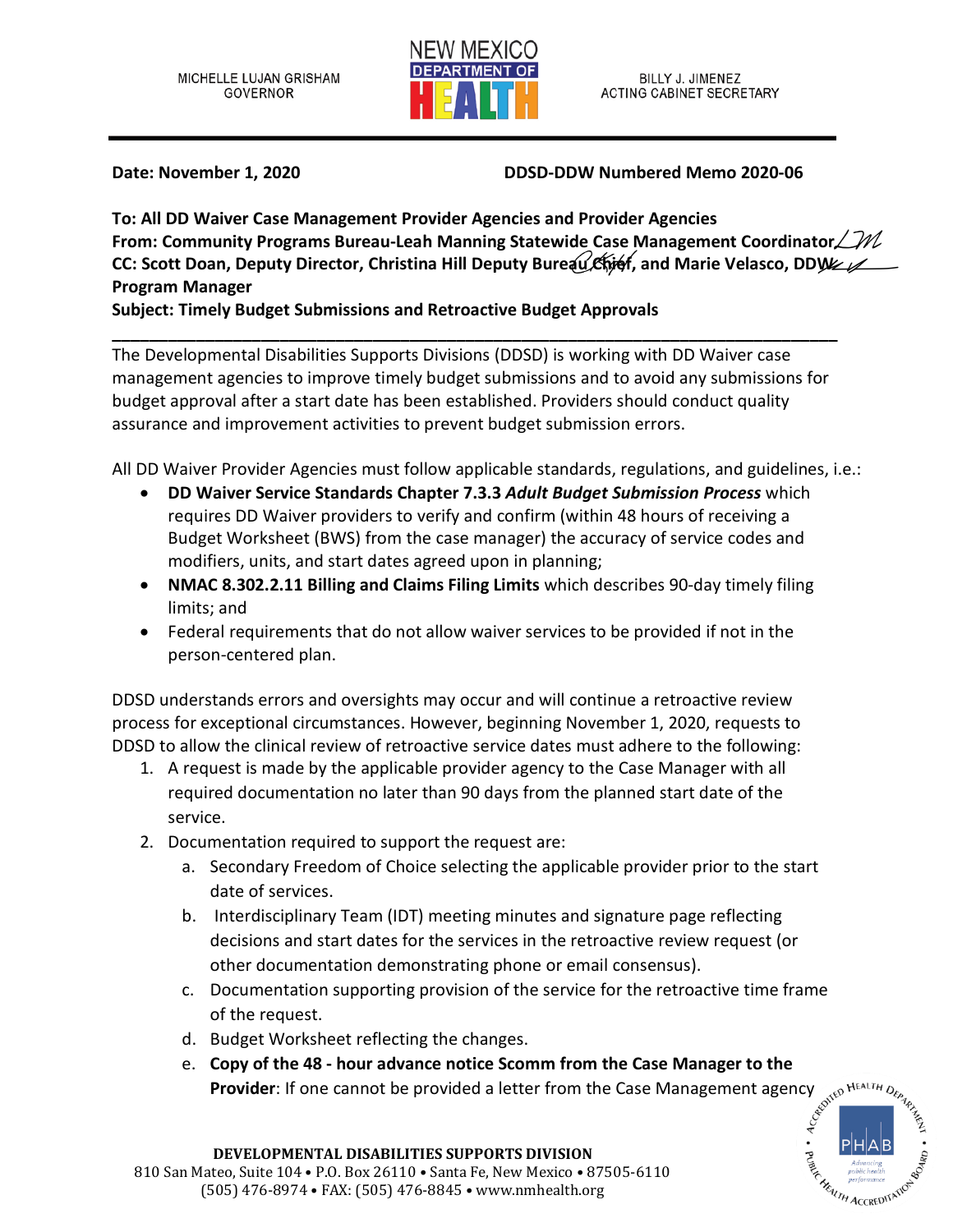MICHELLE LUJAN GRISHAM
GOVERNOR

NEW MEXICO DEPARTMENT OF HEALTH

BILLY J. JIMENEZ
ACTING CABINET SECRETARY

**Date: November 1, 2020** **DDSD-DDW Numbered Memo 2020-06**

**To: All DD Waiver Case Management Provider Agencies and Provider Agencies**
**From: Community Programs Bureau-Leah Manning Statewide Case Management Coordinator**
**CC: Scott Doan, Deputy Director, Christina Hill Deputy Bureau Chief, and Marie Velasco, DDW Program Manager**
**Subject: Timely Budget Submissions and Retroactive Budget Approvals**

---

The Developmental Disabilities Supports Divisions (DDSD) is working with DD Waiver case management agencies to improve timely budget submissions and to avoid any submissions for budget approval after a start date has been established. Providers should conduct quality assurance and improvement activities to prevent budget submission errors.

All DD Waiver Provider Agencies must follow applicable standards, regulations, and guidelines, i.e.:

- **DD Waiver Service Standards Chapter 7.3.3 *Adult Budget Submission Process*** which requires DD Waiver providers to verify and confirm (within 48 hours of receiving a Budget Worksheet (BWS) from the case manager) the accuracy of service codes and modifiers, units, and start dates agreed upon in planning;
- **NMAC 8.302.2.11 Billing and Claims Filing Limits** which describes 90-day timely filing limits; and
- Federal requirements that do not allow waiver services to be provided if not in the person-centered plan.

DDSD understands errors and oversights may occur and will continue a retroactive review process for exceptional circumstances. However, beginning November 1, 2020, requests to DDSD to allow the clinical review of retroactive service dates must adhere to the following:

1. A request is made by the applicable provider agency to the Case Manager with all required documentation no later than 90 days from the planned start date of the service.
2. Documentation required to support the request are:
   a. Secondary Freedom of Choice selecting the applicable provider prior to the start date of services.
   b. Interdisciplinary Team (IDT) meeting minutes and signature page reflecting decisions and start dates for the services in the retroactive review request (or other documentation demonstrating phone or email consensus).
   c. Documentation supporting provision of the service for the retroactive time frame of the request.
   d. Budget Worksheet reflecting the changes.
   e. **Copy of the 48 - hour advance notice Scomm from the Case Manager to the Provider**: If one cannot be provided a letter from the Case Management agency

DEVELOPMENTAL DISABILITIES SUPPORTS DIVISION
810 San Mateo, Suite 104 • P.O. Box 26110 • Santa Fe, New Mexico • 87505-6110
(505) 476-8974 • FAX: (505) 476-8845 • www.nmhealth.org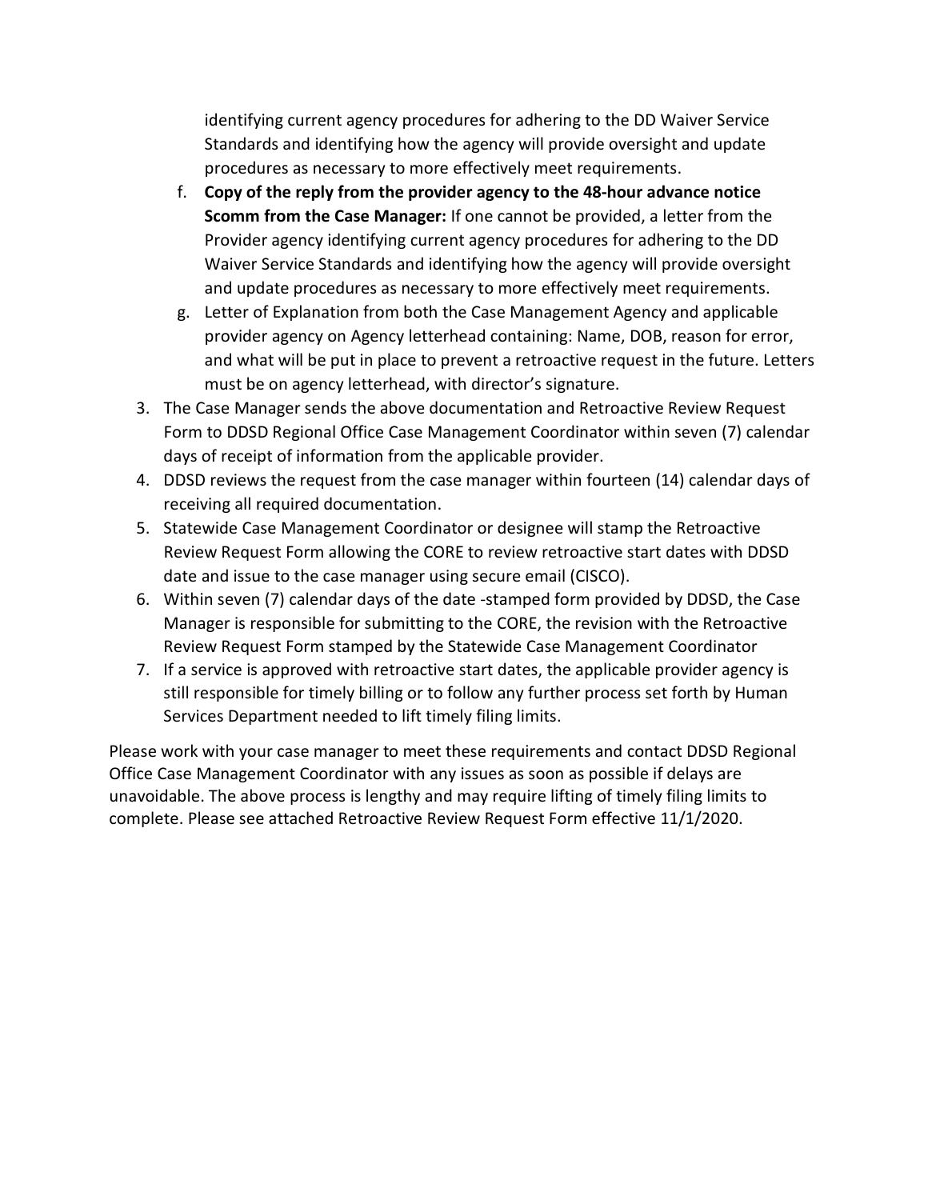identifying current agency procedures for adhering to the DD Waiver Service Standards and identifying how the agency will provide oversight and update procedures as necessary to more effectively meet requirements.

   f. **Copy of the reply from the provider agency to the 48-hour advance notice Scomm from the Case Manager:** If one cannot be provided, a letter from the Provider agency identifying current agency procedures for adhering to the DD Waiver Service Standards and identifying how the agency will provide oversight and update procedures as necessary to more effectively meet requirements.
   g. Letter of Explanation from both the Case Management Agency and applicable provider agency on Agency letterhead containing: Name, DOB, reason for error, and what will be put in place to prevent a retroactive request in the future. Letters must be on agency letterhead, with director's signature.

3. The Case Manager sends the above documentation and Retroactive Review Request Form to DDSD Regional Office Case Management Coordinator within seven (7) calendar days of receipt of information from the applicable provider.
4. DDSD reviews the request from the case manager within fourteen (14) calendar days of receiving all required documentation.
5. Statewide Case Management Coordinator or designee will stamp the Retroactive Review Request Form allowing the CORE to review retroactive start dates with DDSD date and issue to the case manager using secure email (CISCO).
6. Within seven (7) calendar days of the date -stamped form provided by DDSD, the Case Manager is responsible for submitting to the CORE, the revision with the Retroactive Review Request Form stamped by the Statewide Case Management Coordinator
7. If a service is approved with retroactive start dates, the applicable provider agency is still responsible for timely billing or to follow any further process set forth by Human Services Department needed to lift timely filing limits.

Please work with your case manager to meet these requirements and contact DDSD Regional Office Case Management Coordinator with any issues as soon as possible if delays are unavoidable. The above process is lengthy and may require lifting of timely filing limits to complete. Please see attached Retroactive Review Request Form effective 11/1/2020.